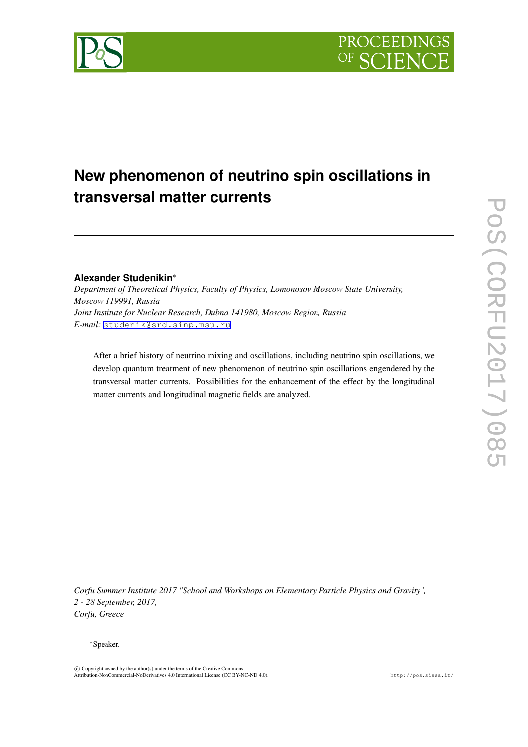# New phenomenon of neutrino spin oscillations in transversal matter currents

**Alexander Studenikin***

*Department of Theoretical Physics, Faculty of Physics, Lomonosov Moscow State University, Moscow 119991, Russia*
*Joint Institute for Nuclear Research, Dubna 141980, Moscow Region, Russia*
*E-mail:* studenik@srd.sinp.msu.ru

After a brief history of neutrino mixing and oscillations, including neutrino spin oscillations, we develop quantum treatment of new phenomenon of neutrino spin oscillations engendered by the transversal matter currents. Possibilities for the enhancement of the effect by the longitudinal matter currents and longitudinal magnetic fields are analyzed.

*Corfu Summer Institute 2017 "School and Workshops on Elementary Particle Physics and Gravity", 2 - 28 September, 2017, Corfu, Greece*

*Speaker.

© Copyright owned by the author(s) under the terms of the Creative Commons Attribution-NonCommercial-NoDerivatives 4.0 International License (CC BY-NC-ND 4.0).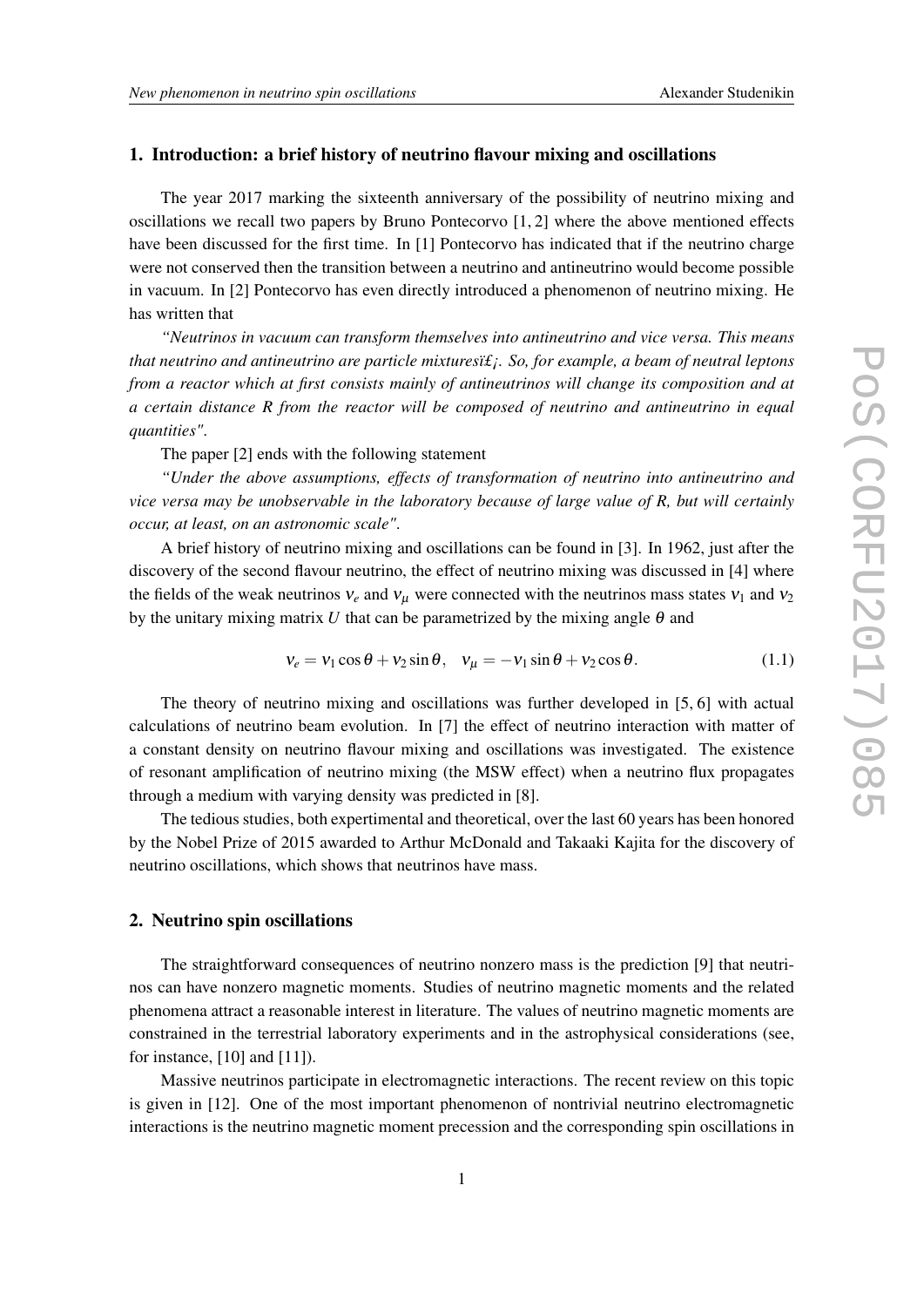## 1. Introduction: a brief history of neutrino flavour mixing and oscillations

The year 2017 marking the sixteenth anniversary of the possibility of neutrino mixing and oscillations we recall two papers by Bruno Pontecorvo [1, 2] where the above mentioned effects have been discussed for the first time. In [1] Pontecorvo has indicated that if the neutrino charge were not conserved then the transition between a neutrino and antineutrino would become possible in vacuum. In [2] Pontecorvo has even directly introduced a phenomenon of neutrino mixing. He has written that

*"Neutrinos in vacuum can transform themselves into antineutrino and vice versa. This means that neutrino and antineutrino are particle mixturesï£¡. So, for example, a beam of neutral leptons from a reactor which at first consists mainly of antineutrinos will change its composition and at a certain distance R from the reactor will be composed of neutrino and antineutrino in equal quantities".*

The paper [2] ends with the following statement

*"Under the above assumptions, effects of transformation of neutrino into antineutrino and vice versa may be unobservable in the laboratory because of large value of R, but will certainly occur, at least, on an astronomic scale".*

A brief history of neutrino mixing and oscillations can be found in [3]. In 1962, just after the discovery of the second flavour neutrino, the effect of neutrino mixing was discussed in [4] where the fields of the weak neutrinos $\nu_e$ and $\nu_\mu$ were connected with the neutrinos mass states $\nu_1$ and $\nu_2$ by the unitary mixing matrix $U$ that can be parametrized by the mixing angle $\theta$ and

$$\nu_e = \nu_1 \cos\theta + \nu_2 \sin\theta, \quad \nu_\mu = -\nu_1 \sin\theta + \nu_2 \cos\theta. \tag{1.1}$$

The theory of neutrino mixing and oscillations was further developed in [5, 6] with actual calculations of neutrino beam evolution. In [7] the effect of neutrino interaction with matter of a constant density on neutrino flavour mixing and oscillations was investigated. The existence of resonant amplification of neutrino mixing (the MSW effect) when a neutrino flux propagates through a medium with varying density was predicted in [8].

The tedious studies, both exprtimental and theoretical, over the last 60 years has been honored by the Nobel Prize of 2015 awarded to Arthur McDonald and Takaaki Kajita for the discovery of neutrino oscillations, which shows that neutrinos have mass.

## 2. Neutrino spin oscillations

The straightforward consequences of neutrino nonzero mass is the prediction [9] that neutrinos can have nonzero magnetic moments. Studies of neutrino magnetic moments and the related phenomena attract a reasonable interest in literature. The values of neutrino magnetic moments are constrained in the terrestrial laboratory experiments and in the astrophysical considerations (see, for instance, [10] and [11]).

Massive neutrinos participate in electromagnetic interactions. The recent review on this topic is given in [12]. One of the most important phenomenon of nontrivial neutrino electromagnetic interactions is the neutrino magnetic moment precession and the corresponding spin oscillations in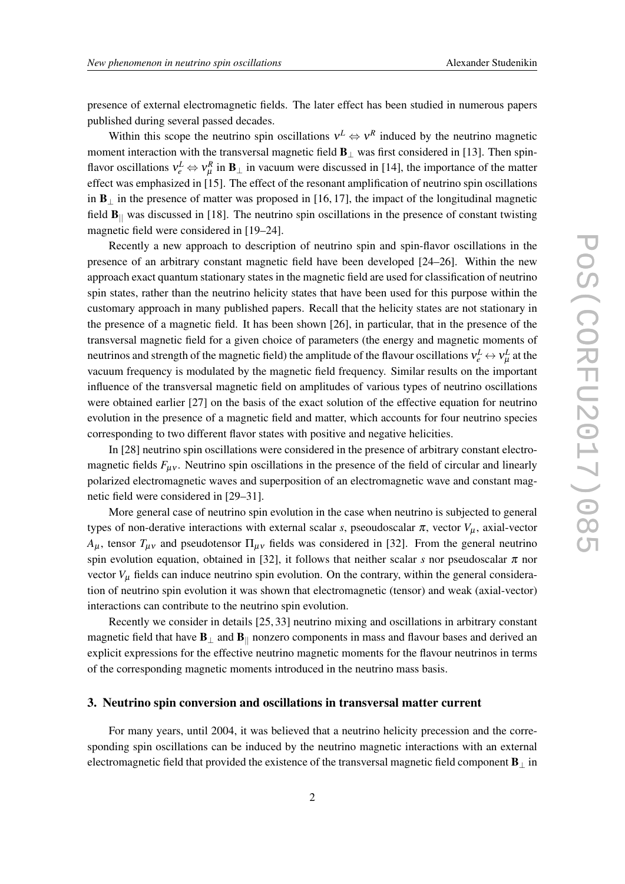presence of external electromagnetic fields. The later effect has been studied in numerous papers published during several passed decades.

Within this scope the neutrino spin oscillations $\nu^L \Leftrightarrow \nu^R$ induced by the neutrino magnetic moment interaction with the transversal magnetic field $\mathbf{B}_\perp$ was first considered in [13]. Then spin-flavor oscillations $\nu_e^L \Leftrightarrow \nu_\mu^R$ in $\mathbf{B}_\perp$ in vacuum were discussed in [14], the importance of the matter effect was emphasized in [15]. The effect of the resonant amplification of neutrino spin oscillations in $\mathbf{B}_\perp$ in the presence of matter was proposed in [16, 17], the impact of the longitudinal magnetic field $\mathbf{B}_{||}$ was discussed in [18]. The neutrino spin oscillations in the presence of constant twisting magnetic field were considered in [19–24].

Recently a new approach to description of neutrino spin and spin-flavor oscillations in the presence of an arbitrary constant magnetic field have been developed [24–26]. Within the new approach exact quantum stationary states in the magnetic field are used for classification of neutrino spin states, rather than the neutrino helicity states that have been used for this purpose within the customary approach in many published papers. Recall that the helicity states are not stationary in the presence of a magnetic field. It has been shown [26], in particular, that in the presence of the transversal magnetic field for a given choice of parameters (the energy and magnetic moments of neutrinos and strength of the magnetic field) the amplitude of the flavour oscillations $\nu_e^L \leftrightarrow \nu_\mu^L$ at the vacuum frequency is modulated by the magnetic field frequency. Similar results on the important influence of the transversal magnetic field on amplitudes of various types of neutrino oscillations were obtained earlier [27] on the basis of the exact solution of the effective equation for neutrino evolution in the presence of a magnetic field and matter, which accounts for four neutrino species corresponding to two different flavor states with positive and negative helicities.

In [28] neutrino spin oscillations were considered in the presence of arbitrary constant electromagnetic fields $F_{\mu\nu}$. Neutrino spin oscillations in the presence of the field of circular and linearly polarized electromagnetic waves and superposition of an electromagnetic wave and constant magnetic field were considered in [29–31].

More general case of neutrino spin evolution in the case when neutrino is subjected to general types of non-derative interactions with external scalar $s$, pseudoscalar $\pi$, vector $V_\mu$, axial-vector $A_\mu$, tensor $T_{\mu\nu}$ and pseudotensor $\Pi_{\mu\nu}$ fields was considered in [32]. From the general neutrino spin evolution equation, obtained in [32], it follows that neither scalar $s$ nor pseudoscalar $\pi$ nor vector $V_\mu$ fields can induce neutrino spin evolution. On the contrary, within the general consideration of neutrino spin evolution it was shown that electromagnetic (tensor) and weak (axial-vector) interactions can contribute to the neutrino spin evolution.

Recently we consider in details [25, 33] neutrino mixing and oscillations in arbitrary constant magnetic field that have $\mathbf{B}_\perp$ and $\mathbf{B}_{||}$ nonzero components in mass and flavour bases and derived an explicit expressions for the effective neutrino magnetic moments for the flavour neutrinos in terms of the corresponding magnetic moments introduced in the neutrino mass basis.

## 3. Neutrino spin conversion and oscillations in transversal matter current

For many years, until 2004, it was believed that a neutrino helicity precession and the corresponding spin oscillations can be induced by the neutrino magnetic interactions with an external electromagnetic field that provided the existence of the transversal magnetic field component $\mathbf{B}_\perp$ in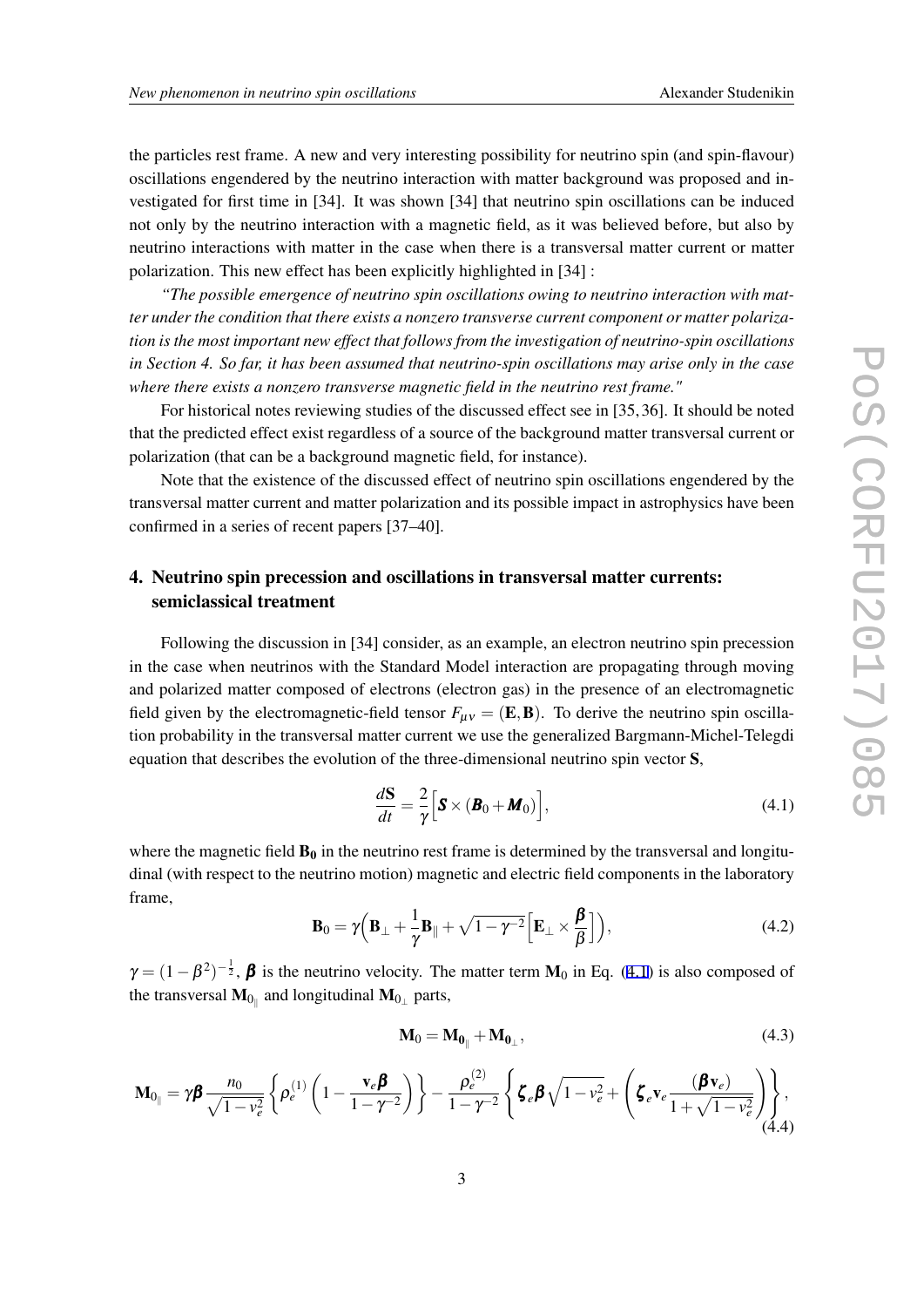the particles rest frame. A new and very interesting possibility for neutrino spin (and spin-flavour) oscillations engendered by the neutrino interaction with matter background was proposed and investigated for first time in [34]. It was shown [34] that neutrino spin oscillations can be induced not only by the neutrino interaction with a magnetic field, as it was believed before, but also by neutrino interactions with matter in the case when there is a transversal matter current or matter polarization. This new effect has been explicitly highlighted in [34] :

*"The possible emergence of neutrino spin oscillations owing to neutrino interaction with matter under the condition that there exists a nonzero transverse current component or matter polarization is the most important new effect that follows from the investigation of neutrino-spin oscillations in Section 4. So far, it has been assumed that neutrino-spin oscillations may arise only in the case where there exists a nonzero transverse magnetic field in the neutrino rest frame."*

For historical notes reviewing studies of the discussed effect see in [35,36]. It should be noted that the predicted effect exist regardless of a source of the background matter transversal current or polarization (that can be a background magnetic field, for instance).

Note that the existence of the discussed effect of neutrino spin oscillations engendered by the transversal matter current and matter polarization and its possible impact in astrophysics have been confirmed in a series of recent papers [37–40].

## 4. Neutrino spin precession and oscillations in transversal matter currents: semiclassical treatment

Following the discussion in [34] consider, as an example, an electron neutrino spin precession in the case when neutrinos with the Standard Model interaction are propagating through moving and polarized matter composed of electrons (electron gas) in the presence of an electromagnetic field given by the electromagnetic-field tensor $F_{\mu\nu} = (\mathbf{E}, \mathbf{B})$. To derive the neutrino spin oscillation probability in the transversal matter current we use the generalized Bargmann-Michel-Telegdi equation that describes the evolution of the three-dimensional neutrino spin vector $\mathbf{S}$,

$$\frac{d\mathbf{S}}{dt} = \frac{2}{\gamma}\Big[\boldsymbol{S} \times (\boldsymbol{B}_0 + \boldsymbol{M}_0)\Big], \tag{4.1}$$

where the magnetic field $\mathbf{B_0}$ in the neutrino rest frame is determined by the transversal and longitudinal (with respect to the neutrino motion) magnetic and electric field components in the laboratory frame,

$$\mathbf{B}_0 = \gamma\Big(\mathbf{B}_\perp + \frac{1}{\gamma}\mathbf{B}_\parallel + \sqrt{1-\gamma^{-2}}\Big[\mathbf{E}_\perp \times \frac{\boldsymbol{\beta}}{\beta}\Big]\Big), \tag{4.2}$$

$\gamma = (1-\beta^2)^{-\frac{1}{2}}$, $\boldsymbol{\beta}$ is the neutrino velocity. The matter term $\mathbf{M}_0$ in Eq. (4.1) is also composed of the transversal $\mathbf{M}_{0_\parallel}$ and longitudinal $\mathbf{M}_{0_\perp}$ parts,

$$\mathbf{M}_0 = \mathbf{M}_{\mathbf{0}_\parallel} + \mathbf{M}_{\mathbf{0}_\perp}, \tag{4.3}$$

$$\mathbf{M}_{0_\parallel} = \gamma\boldsymbol{\beta}\frac{n_0}{\sqrt{1-v_e^2}}\left\{\rho_e^{(1)}\left(1 - \frac{\mathbf{v}_e\boldsymbol{\beta}}{1-\gamma^{-2}}\right)\right\} - \frac{\rho_e^{(2)}}{1-\gamma^{-2}}\left\{\boldsymbol{\zeta}_e\boldsymbol{\beta}\sqrt{1-v_e^2} + \left(\boldsymbol{\zeta}_e\mathbf{v}_e\frac{(\boldsymbol{\beta}\mathbf{v}_e)}{1+\sqrt{1-v_e^2}}\right)\right\}, \tag{4.4}$$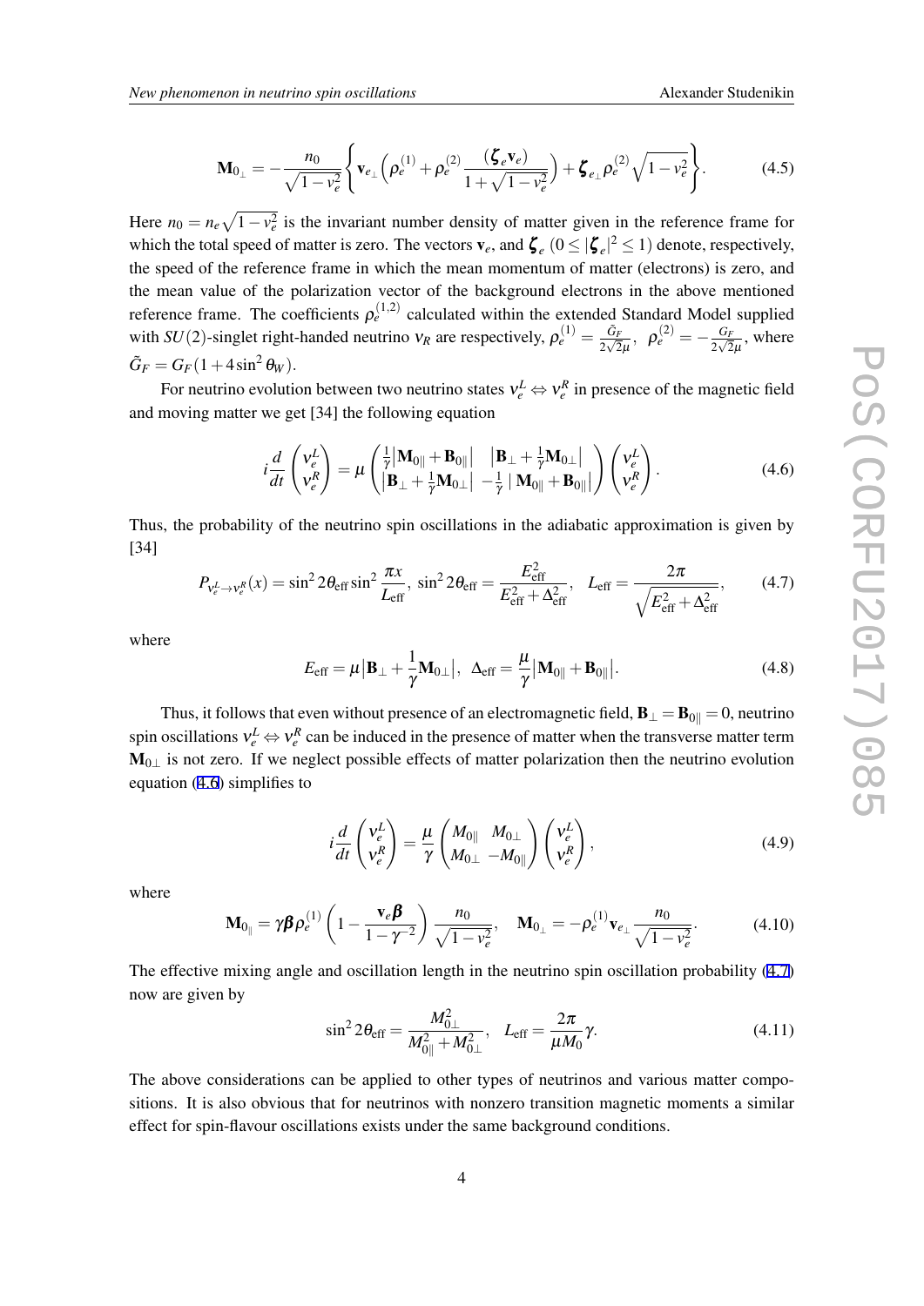$$\mathbf{M}_{0_\perp} = -\frac{n_0}{\sqrt{1-v_e^2}}\left\{\mathbf{v}_{e_\perp}\left(\rho_e^{(1)} + \rho_e^{(2)}\frac{(\boldsymbol{\zeta}_e \mathbf{v}_e)}{1+\sqrt{1-v_e^2}}\right) + \boldsymbol{\zeta}_{e_\perp}\rho_e^{(2)}\sqrt{1-v_e^2}\right\}. \tag{4.5}$$

Here $n_0 = n_e\sqrt{1-v_e^2}$ is the invariant number density of matter given in the reference frame for which the total speed of matter is zero. The vectors $\mathbf{v}_e$, and $\boldsymbol{\zeta}_e$ $(0 \leq |\boldsymbol{\zeta}_e|^2 \leq 1)$ denote, respectively, the speed of the reference frame in which the mean momentum of matter (electrons) is zero, and the mean value of the polarization vector of the background electrons in the above mentioned reference frame. The coefficients $\rho_e^{(1,2)}$ calculated within the extended Standard Model supplied with $SU(2)$-singlet right-handed neutrino $\nu_R$ are respectively, $\rho_e^{(1)} = \frac{\tilde{G}_F}{2\sqrt{2}\mu}$, $\rho_e^{(2)} = -\frac{G_F}{2\sqrt{2}\mu}$, where $\tilde{G}_F = G_F(1+4\sin^2\theta_W)$.

For neutrino evolution between two neutrino states $\nu_e^L \Leftrightarrow \nu_e^R$ in presence of the magnetic field and moving matter we get [34] the following equation

$$i\frac{d}{dt}\begin{pmatrix}\nu_e^L \\ \nu_e^R\end{pmatrix} = \mu\begin{pmatrix}\frac{1}{\gamma}\left|\mathbf{M}_{0\parallel} + \mathbf{B}_{0\parallel}\right| & \left|\mathbf{B}_\perp + \frac{1}{\gamma}\mathbf{M}_{0\perp}\right| \\ \left|\mathbf{B}_\perp + \frac{1}{\gamma}\mathbf{M}_{0\perp}\right| & -\frac{1}{\gamma}\left|\,\mathbf{M}_{0\parallel} + \mathbf{B}_{0\parallel}\right|\end{pmatrix}\begin{pmatrix}\nu_e^L \\ \nu_e^R\end{pmatrix}. \tag{4.6}$$

Thus, the probability of the neutrino spin oscillations in the adiabatic approximation is given by [34]

$$P_{\nu_e^L \to \nu_e^R}(x) = \sin^2 2\theta_{\text{eff}}\sin^2\frac{\pi x}{L_{\text{eff}}}, \ \sin^2 2\theta_{\text{eff}} = \frac{E_{\text{eff}}^2}{E_{\text{eff}}^2 + \Delta_{\text{eff}}^2}, \quad L_{\text{eff}} = \frac{2\pi}{\sqrt{E_{\text{eff}}^2 + \Delta_{\text{eff}}^2}}, \tag{4.7}$$

where

$$E_{\text{eff}} = \mu\left|\mathbf{B}_\perp + \frac{1}{\gamma}\mathbf{M}_{0\perp}\right|, \ \ \Delta_{\text{eff}} = \frac{\mu}{\gamma}\left|\mathbf{M}_{0\parallel} + \mathbf{B}_{0\parallel}\right|. \tag{4.8}$$

Thus, it follows that even without presence of an electromagnetic field, $\mathbf{B}_\perp = \mathbf{B}_{0\parallel} = 0$, neutrino spin oscillations $\nu_e^L \Leftrightarrow \nu_e^R$ can be induced in the presence of matter when the transverse matter term $\mathbf{M}_{0\perp}$ is not zero. If we neglect possible effects of matter polarization then the neutrino evolution equation (4.6) simplifies to

$$i\frac{d}{dt}\begin{pmatrix}\nu_e^L \\ \nu_e^R\end{pmatrix} = \frac{\mu}{\gamma}\begin{pmatrix}M_{0\parallel} & M_{0\perp} \\ M_{0\perp} & -M_{0\parallel}\end{pmatrix}\begin{pmatrix}\nu_e^L \\ \nu_e^R\end{pmatrix}, \tag{4.9}$$

where

$$\mathbf{M}_{0_\parallel} = \gamma\boldsymbol{\beta}\rho_e^{(1)}\left(1 - \frac{\mathbf{v}_e\boldsymbol{\beta}}{1-\gamma^{-2}}\right)\frac{n_0}{\sqrt{1-v_e^2}}, \quad \mathbf{M}_{0_\perp} = -\rho_e^{(1)}\mathbf{v}_{e_\perp}\frac{n_0}{\sqrt{1-v_e^2}}. \tag{4.10}$$

The effective mixing angle and oscillation length in the neutrino spin oscillation probability (4.7) now are given by

$$\sin^2 2\theta_{\text{eff}} = \frac{M_{0\perp}^2}{M_{0\parallel}^2 + M_{0\perp}^2}, \quad L_{\text{eff}} = \frac{2\pi}{\mu M_0}\gamma. \tag{4.11}$$

The above considerations can be applied to other types of neutrinos and various matter compositions. It is also obvious that for neutrinos with nonzero transition magnetic moments a similar effect for spin-flavour oscillations exists under the same background conditions.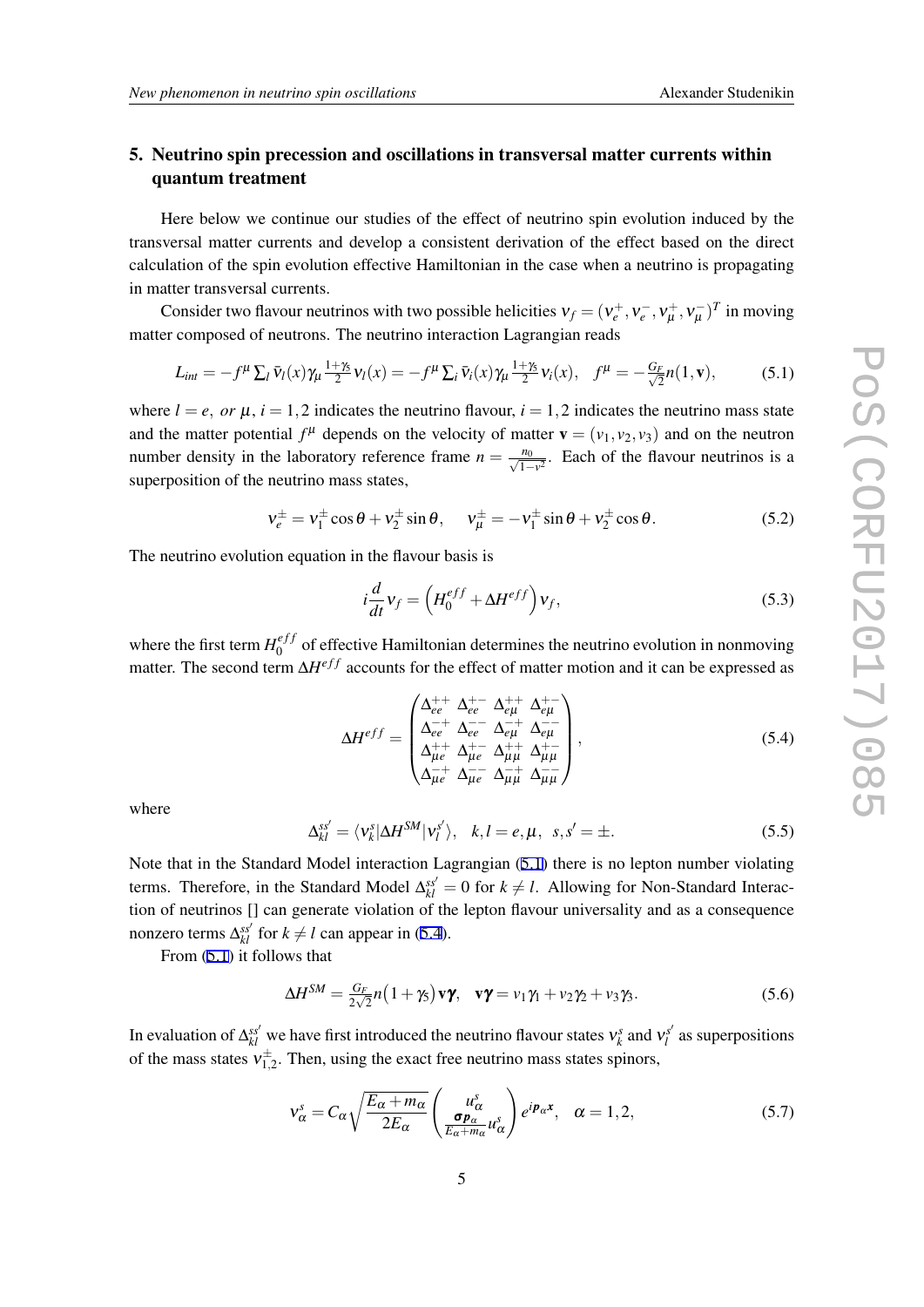## 5. Neutrino spin precession and oscillations in transversal matter currents within quantum treatment

Here below we continue our studies of the effect of neutrino spin evolution induced by the transversal matter currents and develop a consistent derivation of the effect based on the direct calculation of the spin evolution effective Hamiltonian in the case when a neutrino is propagating in matter transversal currents.

Consider two flavour neutrinos with two possible helicities $\nu_f = (\nu_e^+, \nu_e^-, \nu_\mu^+, \nu_\mu^-)^T$ in moving matter composed of neutrons. The neutrino interaction Lagrangian reads

$$L_{int} = -f^\mu \sum_l \bar{\nu}_l(x)\gamma_\mu \tfrac{1+\gamma_5}{2}\nu_l(x) = -f^\mu \sum_i \bar{\nu}_i(x)\gamma_\mu \tfrac{1+\gamma_5}{2}\nu_i(x), \quad f^\mu = -\tfrac{G_F}{\sqrt{2}} n(1, \mathbf{v}), \tag{5.1}$$

where $l = e,\ or\ \mu$, $i = 1,2$ indicates the neutrino flavour, $i = 1,2$ indicates the neutrino mass state and the matter potential $f^\mu$ depends on the velocity of matter $\mathbf{v} = (v_1, v_2, v_3)$ and on the neutron number density in the laboratory reference frame $n = \frac{n_0}{\sqrt{1-v^2}}$. Each of the flavour neutrinos is a superposition of the neutrino mass states,

$$\nu_e^\pm = \nu_1^\pm \cos\theta + \nu_2^\pm \sin\theta, \quad \nu_\mu^\pm = -\nu_1^\pm \sin\theta + \nu_2^\pm \cos\theta. \tag{5.2}$$

The neutrino evolution equation in the flavour basis is

$$i\frac{d}{dt}\nu_f = \left(H_0^{eff} + \Delta H^{eff}\right)\nu_f, \tag{5.3}$$

where the first term $H_0^{eff}$ of effective Hamiltonian determines the neutrino evolution in nonmoving matter. The second term $\Delta H^{eff}$ accounts for the effect of matter motion and it can be expressed as

$$\Delta H^{eff} = \begin{pmatrix} \Delta_{ee}^{++} & \Delta_{ee}^{+-} & \Delta_{e\mu}^{++} & \Delta_{e\mu}^{+-} \\ \Delta_{ee}^{-+} & \Delta_{ee}^{--} & \Delta_{e\mu}^{-+} & \Delta_{e\mu}^{--} \\ \Delta_{\mu e}^{++} & \Delta_{\mu e}^{+-} & \Delta_{\mu\mu}^{++} & \Delta_{\mu\mu}^{+-} \\ \Delta_{\mu e}^{-+} & \Delta_{\mu e}^{--} & \Delta_{\mu\mu}^{-+} & \Delta_{\mu\mu}^{--} \end{pmatrix}, \tag{5.4}$$

where

$$\Delta_{kl}^{ss'} = \langle \nu_k^s | \Delta H^{SM} | \nu_l^{s'} \rangle, \quad k,l = e,\mu, \ \ s,s' = \pm. \tag{5.5}$$

Note that in the Standard Model interaction Lagrangian (5.1) there is no lepton number violating terms. Therefore, in the Standard Model $\Delta_{kl}^{ss'} = 0$ for $k \neq l$. Allowing for Non-Standard Interaction of neutrinos [] can generate violation of the lepton flavour universality and as a consequence nonzero terms $\Delta_{kl}^{ss'}$ for $k \neq l$ can appear in (5.4).

From (5.1) it follows that

$$\Delta H^{SM} = \tfrac{G_F}{2\sqrt{2}} n \big(1 + \gamma_5\big)\mathbf{v}\boldsymbol{\gamma}, \quad \mathbf{v}\boldsymbol{\gamma} = v_1\gamma_1 + v_2\gamma_2 + v_3\gamma_3. \tag{5.6}$$

In evaluation of $\Delta_{kl}^{ss'}$ we have first introduced the neutrino flavour states $\nu_k^s$ and $\nu_l^{s'}$ as superpositions of the mass states $\nu_{1,2}^\pm$. Then, using the exact free neutrino mass states spinors,

$$\nu_\alpha^s = C_\alpha \sqrt{\frac{E_\alpha + m_\alpha}{2E_\alpha}} \begin{pmatrix} u_\alpha^s \\ \frac{\boldsymbol{\sigma}\boldsymbol{p}_\alpha}{E_\alpha + m_\alpha} u_\alpha^s \end{pmatrix} e^{i\boldsymbol{p}_\alpha \boldsymbol{x}}, \quad \alpha = 1,2, \tag{5.7}$$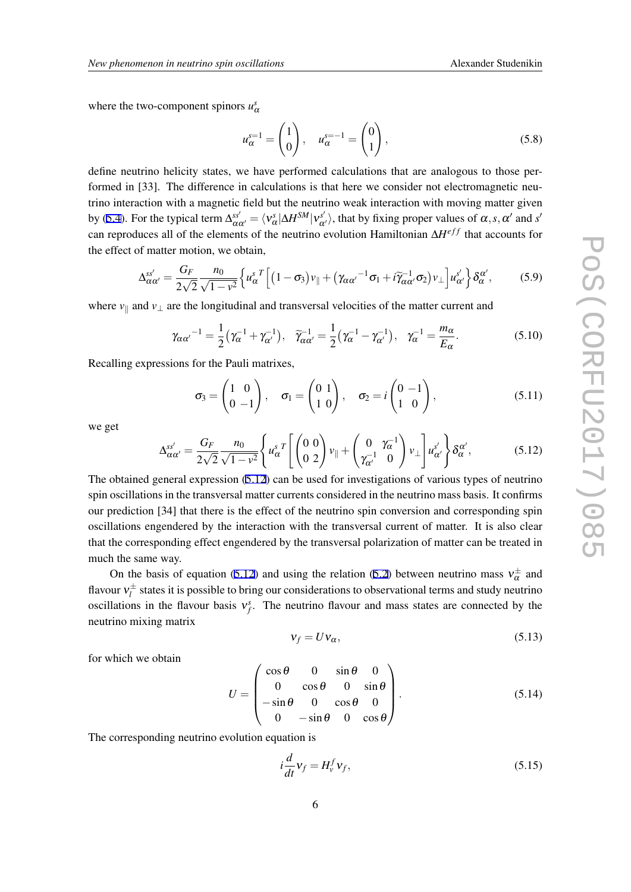where the two-component spinors $u_\alpha^s$

$$u_\alpha^{s=1} = \begin{pmatrix} 1 \\ 0 \end{pmatrix}, \quad u_\alpha^{s=-1} = \begin{pmatrix} 0 \\ 1 \end{pmatrix}, \tag{5.8}$$

define neutrino helicity states, we have performed calculations that are analogous to those performed in [33]. The difference in calculations is that here we consider not electromagnetic neutrino interaction with a magnetic field but the neutrino weak interaction with moving matter given by (5.4). For the typical term $\Delta_{\alpha\alpha'}^{ss'} = \langle \nu_\alpha^s | \Delta H^{SM} | \nu_{\alpha'}^{s'} \rangle$, that by fixing proper values of $\alpha, s, \alpha'$ and $s'$ can reproduces all of the elements of the neutrino evolution Hamiltonian $\Delta H^{eff}$ that accounts for the effect of matter motion, we obtain,

$$\Delta_{\alpha\alpha'}^{ss'} = \frac{G_F}{2\sqrt{2}} \frac{n_0}{\sqrt{1-v^2}} \Big\{ u_\alpha^{s\,T} \Big[ \big(1 - \sigma_3\big) v_\parallel + \big( {\gamma_{\alpha\alpha'}}^{-1} \sigma_1 + i \widetilde{\gamma}_{\alpha\alpha'}^{-1} \sigma_2 \big) v_\perp \Big] u_{\alpha'}^{s'} \Big\} \delta_\alpha^{\alpha'}, \tag{5.9}$$

where $v_\parallel$ and $v_\perp$ are the longitudinal and transversal velocities of the matter current and

$${\gamma_{\alpha\alpha'}}^{-1} = \frac{1}{2}\big(\gamma_\alpha^{-1} + \gamma_{\alpha'}^{-1}\big), \quad \widetilde{\gamma}_{\alpha\alpha'}^{-1} = \frac{1}{2}\big(\gamma_\alpha^{-1} - \gamma_{\alpha'}^{-1}\big), \quad \gamma_\alpha^{-1} = \frac{m_\alpha}{E_\alpha}. \tag{5.10}$$

Recalling expressions for the Pauli matrixes,

$$\sigma_3 = \begin{pmatrix} 1 & 0 \\ 0 & -1 \end{pmatrix}, \quad \sigma_1 = \begin{pmatrix} 0 & 1 \\ 1 & 0 \end{pmatrix}, \quad \sigma_2 = i \begin{pmatrix} 0 & -1 \\ 1 & 0 \end{pmatrix}, \tag{5.11}$$

we get

$$\Delta_{\alpha\alpha'}^{ss'} = \frac{G_F}{2\sqrt{2}} \frac{n_0}{\sqrt{1-v^2}} \left\{ u_\alpha^{s\,T} \left[ \begin{pmatrix} 0 & 0 \\ 0 & 2 \end{pmatrix} v_\parallel + \begin{pmatrix} 0 & \gamma_\alpha^{-1} \\ \gamma_{\alpha'}^{-1} & 0 \end{pmatrix} v_\perp \right] u_{\alpha'}^{s'} \right\} \delta_\alpha^{\alpha'}, \tag{5.12}$$

The obtained general expression (5.12) can be used for investigations of various types of neutrino spin oscillations in the transversal matter currents considered in the neutrino mass basis. It confirms our prediction [34] that there is the effect of the neutrino spin conversion and corresponding spin oscillations engendered by the interaction with the transversal current of matter. It is also clear that the corresponding effect engendered by the transversal polarization of matter can be treated in much the same way.

On the basis of equation (5.12) and using the relation (5.2) between neutrino mass $\nu_\alpha^\pm$ and flavour $\nu_l^\pm$ states it is possible to bring our considerations to observational terms and study neutrino oscillations in the flavour basis $\nu_f^s$. The neutrino flavour and mass states are connected by the neutrino mixing matrix

$$\nu_f = U \nu_\alpha, \tag{5.13}$$

for which we obtain

$$U = \begin{pmatrix} \cos\theta & 0 & \sin\theta & 0 \\ 0 & \cos\theta & 0 & \sin\theta \\ -\sin\theta & 0 & \cos\theta & 0 \\ 0 & -\sin\theta & 0 & \cos\theta \end{pmatrix}. \tag{5.14}$$

The corresponding neutrino evolution equation is

$$i\frac{d}{dt}\nu_f = H_\nu^f \nu_f, \tag{5.15}$$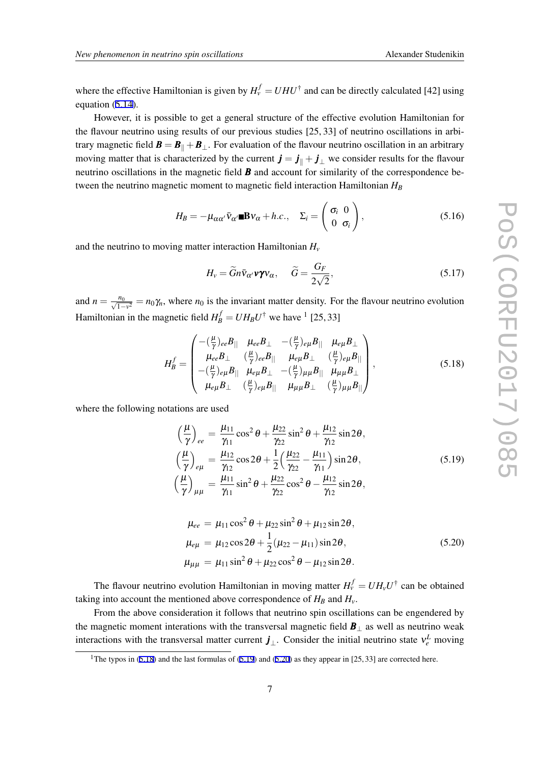where the effective Hamiltonian is given by $H^f_\nu = UHU^\dagger$ and can be directly calculated [42] using equation (5.14).

However, it is possible to get a general structure of the effective evolution Hamiltonian for the flavour neutrino using results of our previous studies [25, 33] of neutrino oscillations in arbitrary magnetic field $\boldsymbol{B} = \boldsymbol{B}_\parallel + \boldsymbol{B}_\perp$. For evaluation of the flavour neutrino oscillation in an arbitrary moving matter that is characterized by the current $\boldsymbol{j} = \boldsymbol{j}_\parallel + \boldsymbol{j}_\perp$ we consider results for the flavour neutrino oscillations in the magnetic field $\boldsymbol{B}$ and account for similarity of the correspondence between the neutrino magnetic moment to magnetic field interaction Hamiltonian $H_B$

$$H_B = -\mu_{\alpha\alpha'}\bar{\nu}_{\alpha'}\blacksquare\mathbf{B}\nu_\alpha + h.c., \quad \Sigma_i = \begin{pmatrix} \sigma_i & 0 \\ 0 & \sigma_i \end{pmatrix}, \tag{5.16}$$

and the neutrino to moving matter interaction Hamiltonian $H_\nu$

$$H_\nu = \widetilde{G}n\bar{\nu}_{\alpha'}\boldsymbol{v}\boldsymbol{\gamma}\nu_\alpha, \quad \widetilde{G} = \frac{G_F}{2\sqrt{2}}, \tag{5.17}$$

and $n = \frac{n_0}{\sqrt{1-v^2}} = n_0\gamma_n$, where $n_0$ is the invariant matter density. For the flavour neutrino evolution Hamiltonian in the magnetic field $H^f_B = UH_BU^\dagger$ we have [1] [25, 33]

$$H^f_B = \begin{pmatrix} -(\frac{\mu}{\gamma})_{ee}B_{||} & \mu_{ee}B_\perp & -(\frac{\mu}{\gamma})_{e\mu}B_{||} & \mu_{e\mu}B_\perp \\ \mu_{ee}B_\perp & (\frac{\mu}{\gamma})_{ee}B_{||} & \mu_{e\mu}B_\perp & (\frac{\mu}{\gamma})_{e\mu}B_{||} \\ -(\frac{\mu}{\gamma})_{e\mu}B_{||} & \mu_{e\mu}B_\perp & -(\frac{\mu}{\gamma})_{\mu\mu}B_{||} & \mu_{\mu\mu}B_\perp \\ \mu_{e\mu}B_\perp & (\frac{\mu}{\gamma})_{e\mu}B_{||} & \mu_{\mu\mu}B_\perp & (\frac{\mu}{\gamma})_{\mu\mu}B_{||} \end{pmatrix}, \tag{5.18}$$

where the following notations are used

$$\begin{aligned}
\left(\frac{\mu}{\gamma}\right)_{ee} &= \frac{\mu_{11}}{\gamma_{11}}\cos^2\theta + \frac{\mu_{22}}{\gamma_{22}}\sin^2\theta + \frac{\mu_{12}}{\gamma_{12}}\sin 2\theta, \\
\left(\frac{\mu}{\gamma}\right)_{e\mu} &= \frac{\mu_{12}}{\gamma_{12}}\cos 2\theta + \frac{1}{2}\Big(\frac{\mu_{22}}{\gamma_{22}} - \frac{\mu_{11}}{\gamma_{11}}\Big)\sin 2\theta, \\
\left(\frac{\mu}{\gamma}\right)_{\mu\mu} &= \frac{\mu_{11}}{\gamma_{11}}\sin^2\theta + \frac{\mu_{22}}{\gamma_{22}}\cos^2\theta - \frac{\mu_{12}}{\gamma_{12}}\sin 2\theta,
\end{aligned} \tag{5.19}$$

$$\begin{aligned}
\mu_{ee} &= \mu_{11}\cos^2\theta + \mu_{22}\sin^2\theta + \mu_{12}\sin 2\theta, \\
\mu_{e\mu} &= \mu_{12}\cos 2\theta + \frac{1}{2}(\mu_{22} - \mu_{11})\sin 2\theta, \\
\mu_{\mu\mu} &= \mu_{11}\sin^2\theta + \mu_{22}\cos^2\theta - \mu_{12}\sin 2\theta.
\end{aligned} \tag{5.20}$$

The flavour neutrino evolution Hamiltonian in moving matter $H^f_\nu = UH_\nu U^\dagger$ can be obtained taking into account the mentioned above correspondence of $H_B$ and $H_\nu$.

From the above consideration it follows that neutrino spin oscillations can be engendered by the magnetic moment interations with the transversal magnetic field $\boldsymbol{B}_\perp$ as well as neutrino weak interactions with the transversal matter current $\boldsymbol{j}_\perp$. Consider the initial neutrino state $\nu^L_e$ moving

[1] The typos in (5.18) and the last formulas of (5.19) and (5.20) as they appear in [25, 33] are corrected here.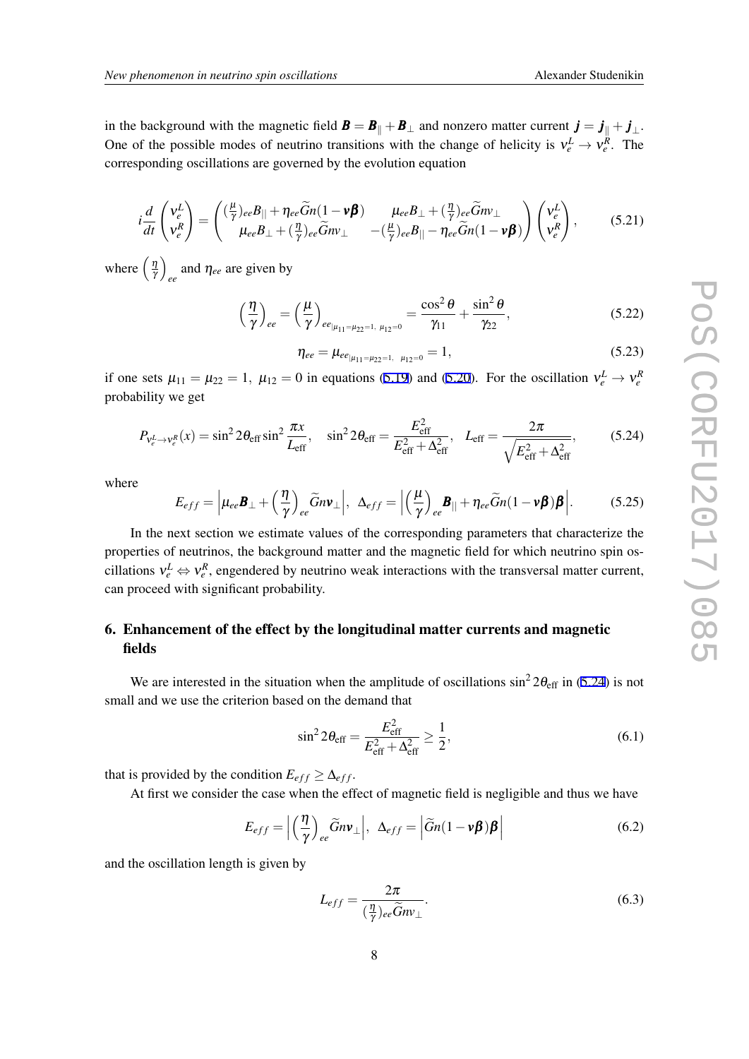in the background with the magnetic field $\boldsymbol{B} = \boldsymbol{B}_{\parallel} + \boldsymbol{B}_{\perp}$ and nonzero matter current $\boldsymbol{j} = \boldsymbol{j}_{\parallel} + \boldsymbol{j}_{\perp}$. One of the possible modes of neutrino transitions with the change of helicity is $\nu_e^L \to \nu_e^R$. The corresponding oscillations are governed by the evolution equation

$$
i\frac{d}{dt}\begin{pmatrix}\nu_e^L \\ \nu_e^R\end{pmatrix} = \begin{pmatrix} (\frac{\mu}{\gamma})_{ee}B_{||} + \eta_{ee}\widetilde{G}n(1-\boldsymbol{v\beta}) & \mu_{ee}B_{\perp} + (\frac{\eta}{\gamma})_{ee}\widetilde{G}nv_{\perp} \\ \mu_{ee}B_{\perp} + (\frac{\eta}{\gamma})_{ee}\widetilde{G}nv_{\perp} & -(\frac{\mu}{\gamma})_{ee}B_{||} - \eta_{ee}\widetilde{G}n(1-\boldsymbol{v\beta}) \end{pmatrix}\begin{pmatrix}\nu_e^L \\ \nu_e^R\end{pmatrix}, \tag{5.21}
$$

where $\left(\frac{\eta}{\gamma}\right)_{ee}$ and $\eta_{ee}$ are given by

$$
\left(\frac{\eta}{\gamma}\right)_{ee} = \left(\frac{\mu}{\gamma}\right)_{ee_{|\mu_{11}=\mu_{22}=1,\ \mu_{12}=0}} = \frac{\cos^2\theta}{\gamma_{11}} + \frac{\sin^2\theta}{\gamma_{22}}, \tag{5.22}
$$

$$
\eta_{ee} = \mu_{ee_{|\mu_{11}=\mu_{22}=1,\ \ \mu_{12}=0}} = 1, \tag{5.23}
$$

if one sets $\mu_{11} = \mu_{22} = 1,\ \mu_{12} = 0$ in equations (5.19) and (5.20). For the oscillation $\nu_e^L \to \nu_e^R$ probability we get

$$
P_{\nu_e^L \to \nu_e^R}(x) = \sin^2 2\theta_{\text{eff}} \sin^2\frac{\pi x}{L_{\text{eff}}}, \quad \sin^2 2\theta_{\text{eff}} = \frac{E_{\text{eff}}^2}{E_{\text{eff}}^2 + \Delta_{\text{eff}}^2}, \quad L_{\text{eff}} = \frac{2\pi}{\sqrt{E_{\text{eff}}^2 + \Delta_{\text{eff}}^2}}, \tag{5.24}
$$

where

$$
E_{eff} = \left|\mu_{ee}\boldsymbol{B}_{\perp} + \left(\frac{\eta}{\gamma}\right)_{ee}\widetilde{G}n\boldsymbol{v}_{\perp}\right|, \ \ \Delta_{eff} = \left|\left(\frac{\mu}{\gamma}\right)_{ee}\boldsymbol{B}_{||} + \eta_{ee}\widetilde{G}n(1-\boldsymbol{v\beta})\boldsymbol{\beta}\right|. \tag{5.25}
$$

In the next section we estimate values of the corresponding parameters that characterize the properties of neutrinos, the background matter and the magnetic field for which neutrino spin oscillations $\nu_e^L \Leftrightarrow \nu_e^R$, engendered by neutrino weak interactions with the transversal matter current, can proceed with significant probability.

## 6. Enhancement of the effect by the longitudinal matter currents and magnetic fields

We are interested in the situation when the amplitude of oscillations $\sin^2 2\theta_{\text{eff}}$ in (5.24) is not small and we use the criterion based on the demand that

$$
\sin^2 2\theta_{\text{eff}} = \frac{E_{\text{eff}}^2}{E_{\text{eff}}^2 + \Delta_{\text{eff}}^2} \geq \frac{1}{2}, \tag{6.1}
$$

that is provided by the condition $E_{eff} \geq \Delta_{eff}$.

At first we consider the case when the effect of magnetic field is negligible and thus we have

$$
E_{eff} = \left|\left(\frac{\eta}{\gamma}\right)_{ee}\widetilde{G}n\boldsymbol{v}_{\perp}\right|, \ \ \Delta_{eff} = \left|\widetilde{G}n(1-\boldsymbol{v\beta})\boldsymbol{\beta}\right| \tag{6.2}
$$

and the oscillation length is given by

$$
L_{eff} = \frac{2\pi}{(\frac{\eta}{\gamma})_{ee}\widetilde{G}nv_{\perp}}. \tag{6.3}
$$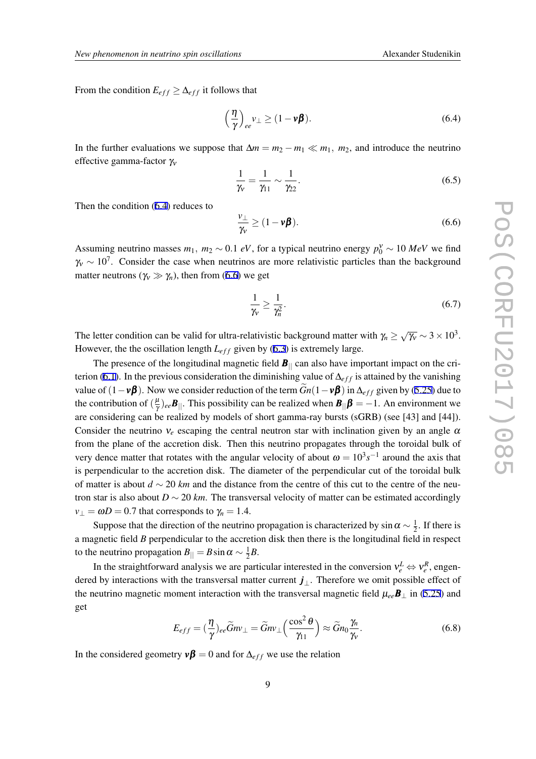From the condition $E_{eff} \geq \Delta_{eff}$ it follows that

$$\left(\frac{\eta}{\gamma}\right)_{ee} v_{\perp} \geq (1 - \boldsymbol{v}\boldsymbol{\beta}). \tag{6.4}$$

In the further evaluations we suppose that $\Delta m = m_2 - m_1 \ll m_1,\ m_2$, and introduce the neutrino effective gamma-factor $\gamma_\nu$

$$\frac{1}{\gamma_\nu} = \frac{1}{\gamma_{11}} \sim \frac{1}{\gamma_{22}}. \tag{6.5}$$

Then the condition (6.4) reduces to

$$\frac{v_\perp}{\gamma_\nu} \geq (1 - \boldsymbol{v}\boldsymbol{\beta}). \tag{6.6}$$

Assuming neutrino masses $m_1,\ m_2 \sim 0.1\ eV$, for a typical neutrino energy $p_0^\nu \sim 10\ MeV$ we find $\gamma_\nu \sim 10^7$. Consider the case when neutrinos are more relativistic particles than the background matter neutrons ($\gamma_\nu \gg \gamma_n$), then from (6.6) we get

$$\frac{1}{\gamma_\nu} \geq \frac{1}{\gamma_n^2}. \tag{6.7}$$

The letter condition can be valid for ultra-relativistic background matter with $\gamma_n \geq \sqrt{\gamma_\nu} \sim 3 \times 10^3$. However, the the oscillation length $L_{eff}$ given by (6.3) is extremely large.

The presence of the longitudinal magnetic field $\boldsymbol{B}_{||}$ can also have important impact on the criterion (6.1). In the previous consideration the diminishing value of $\Delta_{eff}$ is attained by the vanishing value of $(1 - \boldsymbol{v}\boldsymbol{\beta})$. Now we consider reduction of the term $\widetilde{G}n(1 - \boldsymbol{v}\boldsymbol{\beta})$ in $\Delta_{eff}$ given by (5.25) due to the contribution of $(\frac{\mu}{\gamma})_{ee}\boldsymbol{B}_{||}$. This possibility can be realized when $\boldsymbol{B}_{||}\boldsymbol{\beta} = -1$. An environment we are considering can be realized by models of short gamma-ray bursts (sGRB) (see [43] and [44]). Consider the neutrino $\nu_e$ escaping the central neutron star with inclination given by an angle $\alpha$ from the plane of the accretion disk. Then this neutrino propagates through the toroidal bulk of very dence matter that rotates with the angular velocity of about $\omega = 10^3 s^{-1}$ around the axis that is perpendicular to the accretion disk. The diameter of the perpendicular cut of the toroidal bulk of matter is about $d \sim 20\ km$ and the distance from the centre of this cut to the centre of the neutron star is also about $D \sim 20\ km$. The transversal velocity of matter can be estimated accordingly $v_\perp = \omega D = 0.7$ that corresponds to $\gamma_n = 1.4$.

Suppose that the direction of the neutrino propagation is characterized by $\sin\alpha \sim \frac{1}{2}$. If there is a magnetic field $B$ perpendicular to the accretion disk then there is the longitudinal field in respect to the neutrino propagation $B_{||} = B \sin\alpha \sim \frac{1}{2}B$.

In the straightforward analysis we are particular interested in the conversion $\nu_e^L \Leftrightarrow \nu_e^R$, engendered by interactions with the transversal matter current $\boldsymbol{j}_\perp$. Therefore we omit possible effect of the neutrino magnetic moment interaction with the transversal magnetic field $\mu_{ee}\boldsymbol{B}_\perp$ in (5.25) and get

$$E_{eff} = (\frac{\eta}{\gamma})_{ee}\widetilde{G}nv_\perp = \widetilde{G}nv_\perp\Big(\frac{\cos^2\theta}{\gamma_{11}}\Big) \approx \widetilde{G}n_0\frac{\gamma_n}{\gamma_\nu}. \tag{6.8}$$

In the considered geometry $\boldsymbol{v}\boldsymbol{\beta} = 0$ and for $\Delta_{eff}$ we use the relation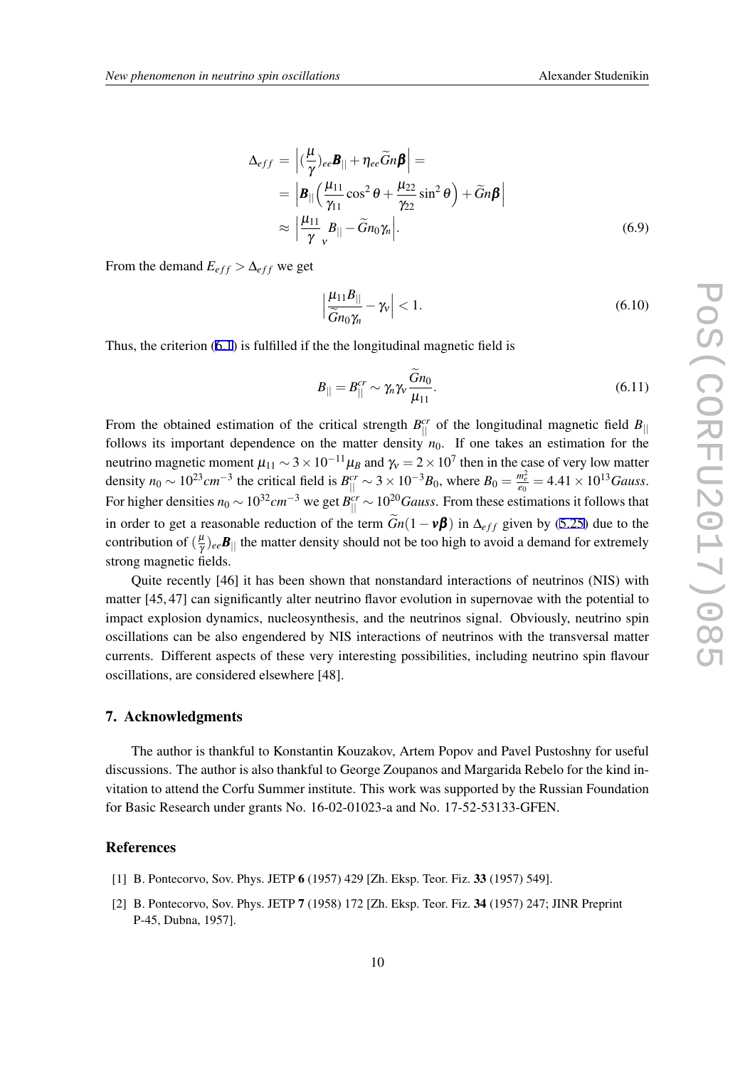$$\begin{aligned}
\Delta_{eff} &= \Big|(\frac{\mu}{\gamma})_{ee}\boldsymbol{B}_{||} + \eta_{ee}\widetilde{G}n\boldsymbol{\beta}\Big| = \\
&= \Big|\boldsymbol{B}_{||}\Big(\frac{\mu_{11}}{\gamma_{11}}\cos^2\theta + \frac{\mu_{22}}{\gamma_{22}}\sin^2\theta\Big) + \widetilde{G}n\boldsymbol{\beta}\Big| \\
&\approx \Big|\frac{\mu_{11}}{\gamma_{\ \nu}}B_{||} - \widetilde{G}n_0\gamma_n\Big|.
\end{aligned} \tag{6.9}$$

From the demand $E_{eff} > \Delta_{eff}$ we get

$$\Big|\frac{\mu_{11}B_{||}}{\widetilde{G}n_0\gamma_n} - \gamma_\nu\Big| < 1. \tag{6.10}$$

Thus, the criterion (6.1) is fulfilled if the the longitudinal magnetic field is

$$B_{||} = B_{||}^{cr} \sim \gamma_n\gamma_\nu\frac{\widetilde{G}n_0}{\mu_{11}}. \tag{6.11}$$

From the obtained estimation of the critical strength $B_{||}^{cr}$ of the longitudinal magnetic field $B_{||}$ follows its important dependence on the matter density $n_0$. If one takes an estimation for the neutrino magnetic moment $\mu_{11} \sim 3\times 10^{-11}\mu_B$ and $\gamma_\nu = 2\times 10^7$ then in the case of very low matter density $n_0 \sim 10^{23}cm^{-3}$ the critical field is $B_{||}^{cr} \sim 3\times 10^{-3}B_0$, where $B_0 = \frac{m_e^2}{e_0} = 4.41\times 10^{13}Gauss$. For higher densities $n_0 \sim 10^{32}cm^{-3}$ we get $B_{||}^{cr} \sim 10^{20}Gauss$. From these estimations it follows that in order to get a reasonable reduction of the term $\widetilde{G}n(1-\boldsymbol{v\beta})$ in $\Delta_{eff}$ given by (5.25) due to the contribution of $(\frac{\mu}{\gamma})_{ee}\boldsymbol{B}_{||}$ the matter density should not be too high to avoid a demand for extremely strong magnetic fields.

Quite recently [46] it has been shown that nonstandard interactions of neutrinos (NIS) with matter [45, 47] can significantly alter neutrino flavor evolution in supernovae with the potential to impact explosion dynamics, nucleosynthesis, and the neutrinos signal. Obviously, neutrino spin oscillations can be also engendered by NIS interactions of neutrinos with the transversal matter currents. Different aspects of these very interesting possibilities, including neutrino spin flavour oscillations, are considered elsewhere [48].

## 7. Acknowledgments

The author is thankful to Konstantin Kouzakov, Artem Popov and Pavel Pustoshny for useful discussions. The author is also thankful to George Zoupanos and Margarida Rebelo for the kind invitation to attend the Corfu Summer institute. This work was supported by the Russian Foundation for Basic Research under grants No. 16-02-01023-a and No. 17-52-53133-GFEN.

## References

[1] B. Pontecorvo, Sov. Phys. JETP **6** (1957) 429 [Zh. Eksp. Teor. Fiz. **33** (1957) 549].

[2] B. Pontecorvo, Sov. Phys. JETP **7** (1958) 172 [Zh. Eksp. Teor. Fiz. **34** (1957) 247; JINR Preprint P-45, Dubna, 1957].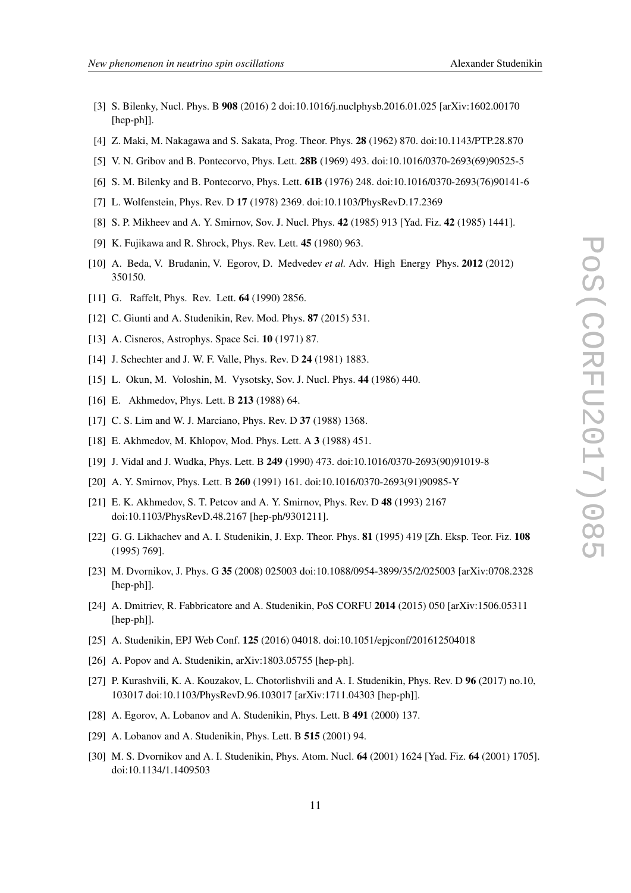[3] S. Bilenky, Nucl. Phys. B **908** (2016) 2 doi:10.1016/j.nuclphysb.2016.01.025 [arXiv:1602.00170 [hep-ph]].

[4] Z. Maki, M. Nakagawa and S. Sakata, Prog. Theor. Phys. **28** (1962) 870. doi:10.1143/PTP.28.870

[5] V. N. Gribov and B. Pontecorvo, Phys. Lett. **28B** (1969) 493. doi:10.1016/0370-2693(69)90525-5

[6] S. M. Bilenky and B. Pontecorvo, Phys. Lett. **61B** (1976) 248. doi:10.1016/0370-2693(76)90141-6

[7] L. Wolfenstein, Phys. Rev. D **17** (1978) 2369. doi:10.1103/PhysRevD.17.2369

[8] S. P. Mikheev and A. Y. Smirnov, Sov. J. Nucl. Phys. **42** (1985) 913 [Yad. Fiz. **42** (1985) 1441].

[9] K. Fujikawa and R. Shrock, Phys. Rev. Lett. **45** (1980) 963.

[10] A. Beda, V. Brudanin, V. Egorov, D. Medvedev *et al.* Adv. High Energy Phys. **2012** (2012) 350150.

[11] G. Raffelt, Phys. Rev. Lett. **64** (1990) 2856.

[12] C. Giunti and A. Studenikin, Rev. Mod. Phys. **87** (2015) 531.

[13] A. Cisneros, Astrophys. Space Sci. **10** (1971) 87.

[14] J. Schechter and J. W. F. Valle, Phys. Rev. D **24** (1981) 1883.

[15] L. Okun, M. Voloshin, M. Vysotsky, Sov. J. Nucl. Phys. **44** (1986) 440.

[16] E. Akhmedov, Phys. Lett. B **213** (1988) 64.

[17] C. S. Lim and W. J. Marciano, Phys. Rev. D **37** (1988) 1368.

[18] E. Akhmedov, M. Khlopov, Mod. Phys. Lett. A **3** (1988) 451.

[19] J. Vidal and J. Wudka, Phys. Lett. B **249** (1990) 473. doi:10.1016/0370-2693(90)91019-8

[20] A. Y. Smirnov, Phys. Lett. B **260** (1991) 161. doi:10.1016/0370-2693(91)90985-Y

[21] E. K. Akhmedov, S. T. Petcov and A. Y. Smirnov, Phys. Rev. D **48** (1993) 2167 doi:10.1103/PhysRevD.48.2167 [hep-ph/9301211].

[22] G. G. Likhachev and A. I. Studenikin, J. Exp. Theor. Phys. **81** (1995) 419 [Zh. Eksp. Teor. Fiz. **108** (1995) 769].

[23] M. Dvornikov, J. Phys. G **35** (2008) 025003 doi:10.1088/0954-3899/35/2/025003 [arXiv:0708.2328 [hep-ph]].

[24] A. Dmitriev, R. Fabbricatore and A. Studenikin, PoS CORFU **2014** (2015) 050 [arXiv:1506.05311 [hep-ph]].

[25] A. Studenikin, EPJ Web Conf. **125** (2016) 04018. doi:10.1051/epjconf/201612504018

[26] A. Popov and A. Studenikin, arXiv:1803.05755 [hep-ph].

[27] P. Kurashvili, K. A. Kouzakov, L. Chotorlishvili and A. I. Studenikin, Phys. Rev. D **96** (2017) no.10, 103017 doi:10.1103/PhysRevD.96.103017 [arXiv:1711.04303 [hep-ph]].

[28] A. Egorov, A. Lobanov and A. Studenikin, Phys. Lett. B **491** (2000) 137.

[29] A. Lobanov and A. Studenikin, Phys. Lett. B **515** (2001) 94.

[30] M. S. Dvornikov and A. I. Studenikin, Phys. Atom. Nucl. **64** (2001) 1624 [Yad. Fiz. **64** (2001) 1705]. doi:10.1134/1.1409503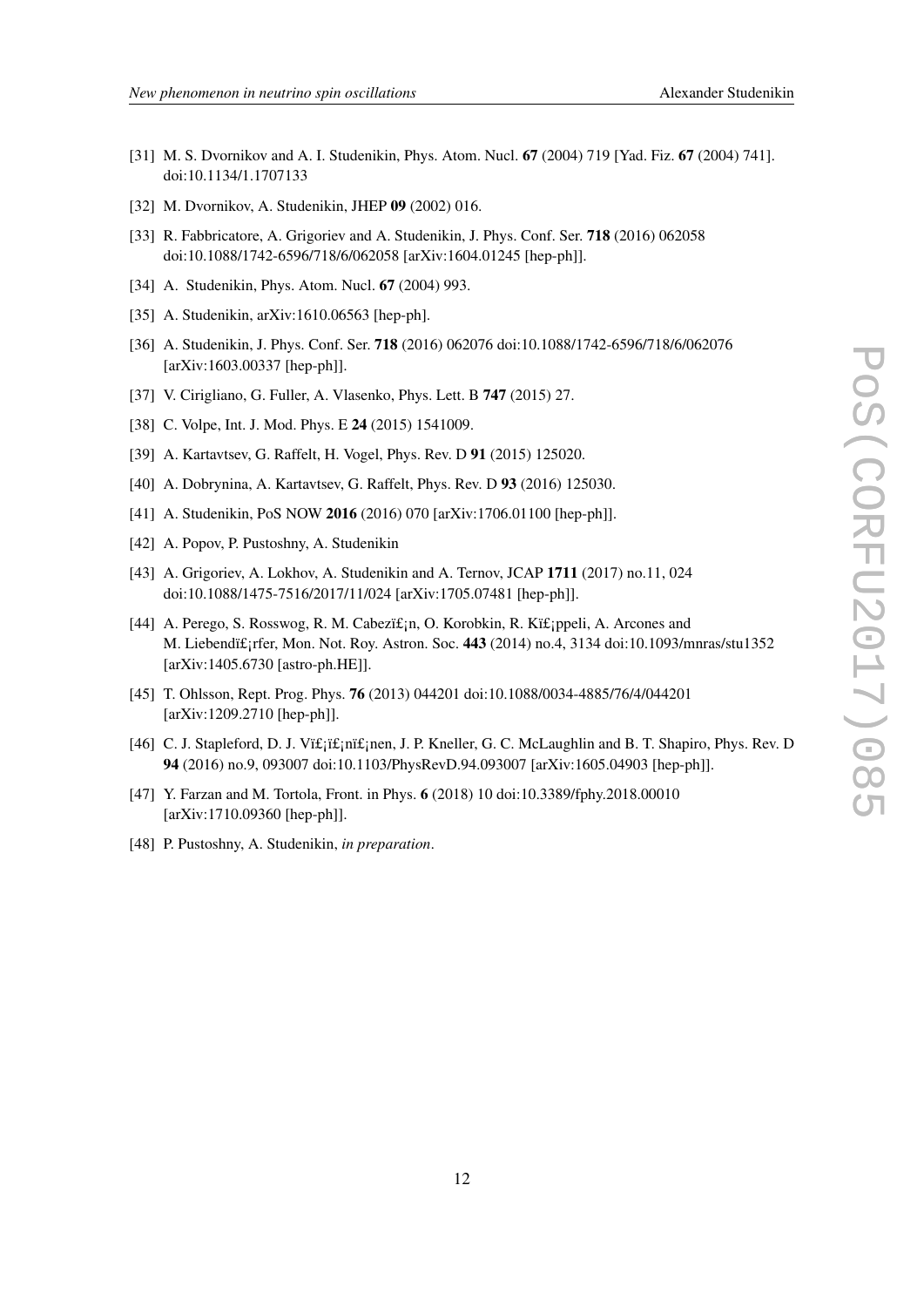[31] M. S. Dvornikov and A. I. Studenikin, Phys. Atom. Nucl. **67** (2004) 719 [Yad. Fiz. **67** (2004) 741]. doi:10.1134/1.1707133

[32] M. Dvornikov, A. Studenikin, JHEP **09** (2002) 016.

[33] R. Fabbricatore, A. Grigoriev and A. Studenikin, J. Phys. Conf. Ser. **718** (2016) 062058 doi:10.1088/1742-6596/718/6/062058 [arXiv:1604.01245 [hep-ph]].

[34] A. Studenikin, Phys. Atom. Nucl. **67** (2004) 993.

[35] A. Studenikin, arXiv:1610.06563 [hep-ph].

[36] A. Studenikin, J. Phys. Conf. Ser. **718** (2016) 062076 doi:10.1088/1742-6596/718/6/062076 [arXiv:1603.00337 [hep-ph]].

[37] V. Cirigliano, G. Fuller, A. Vlasenko, Phys. Lett. B **747** (2015) 27.

[38] C. Volpe, Int. J. Mod. Phys. E **24** (2015) 1541009.

[39] A. Kartavtsev, G. Raffelt, H. Vogel, Phys. Rev. D **91** (2015) 125020.

[40] A. Dobrynina, A. Kartavtsev, G. Raffelt, Phys. Rev. D **93** (2016) 125030.

[41] A. Studenikin, PoS NOW **2016** (2016) 070 [arXiv:1706.01100 [hep-ph]].

[42] A. Popov, P. Pustoshny, A. Studenikin

[43] A. Grigoriev, A. Lokhov, A. Studenikin and A. Ternov, JCAP **1711** (2017) no.11, 024 doi:10.1088/1475-7516/2017/11/024 [arXiv:1705.07481 [hep-ph]].

[44] A. Perego, S. Rosswog, R. M. Cabezï£¡n, O. Korobkin, R. Kï£¡ppeli, A. Arcones and M. Liebendï£¡rfer, Mon. Not. Roy. Astron. Soc. **443** (2014) no.4, 3134 doi:10.1093/mnras/stu1352 [arXiv:1405.6730 [astro-ph.HE]].

[45] T. Ohlsson, Rept. Prog. Phys. **76** (2013) 044201 doi:10.1088/0034-4885/76/4/044201 [arXiv:1209.2710 [hep-ph]].

[46] C. J. Stapleford, D. J. Vï£¡ï£¡nï£¡nen, J. P. Kneller, G. C. McLaughlin and B. T. Shapiro, Phys. Rev. D **94** (2016) no.9, 093007 doi:10.1103/PhysRevD.94.093007 [arXiv:1605.04903 [hep-ph]].

[47] Y. Farzan and M. Tortola, Front. in Phys. **6** (2018) 10 doi:10.3389/fphy.2018.00010 [arXiv:1710.09360 [hep-ph]].

[48] P. Pustoshny, A. Studenikin, *in preparation*.